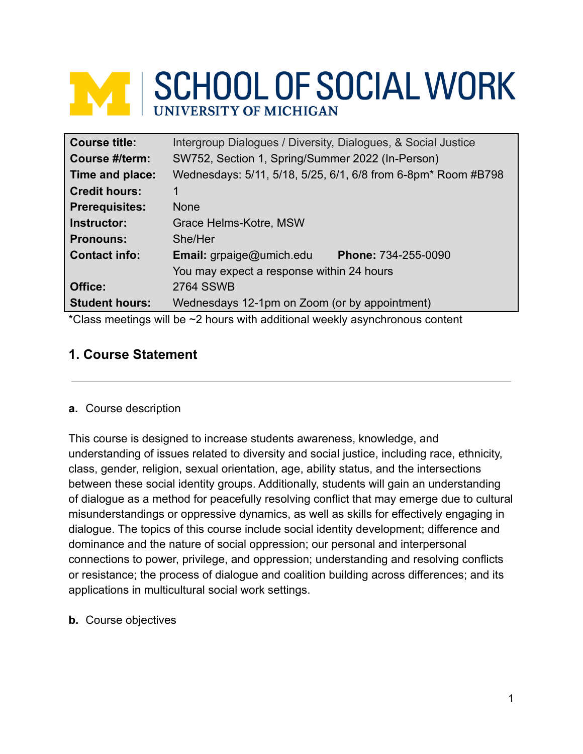# SCHOOL OF SOCIAL WORK
UNIVERSITY OF MICHIGAN

| | |
|---|---|
| **Course title:** | Intergroup Dialogues / Diversity, Dialogues, & Social Justice |
| **Course #/term:** | SW752, Section 1, Spring/Summer 2022 (In-Person) |
| **Time and place:** | Wednesdays: 5/11, 5/18, 5/25, 6/1, 6/8 from 6-8pm* Room #B798 |
| **Credit hours:** | 1 |
| **Prerequisites:** | None |
| **Instructor:** | Grace Helms-Kotre, MSW |
| **Pronouns:** | She/Her |
| **Contact info:** | **Email:** grpaige@umich.edu **Phone:** 734-255-0090<br>You may expect a response within 24 hours |
| **Office:** | 2764 SSWB |
| **Student hours:** | Wednesdays 12-1pm on Zoom (or by appointment) |

*Class meetings will be ~2 hours with additional weekly asynchronous content

## 1. Course Statement

**a.** Course description

This course is designed to increase students awareness, knowledge, and understanding of issues related to diversity and social justice, including race, ethnicity, class, gender, religion, sexual orientation, age, ability status, and the intersections between these social identity groups. Additionally, students will gain an understanding of dialogue as a method for peacefully resolving conflict that may emerge due to cultural misunderstandings or oppressive dynamics, as well as skills for effectively engaging in dialogue. The topics of this course include social identity development; difference and dominance and the nature of social oppression; our personal and interpersonal connections to power, privilege, and oppression; understanding and resolving conflicts or resistance; the process of dialogue and coalition building across differences; and its applications in multicultural social work settings.

**b.** Course objectives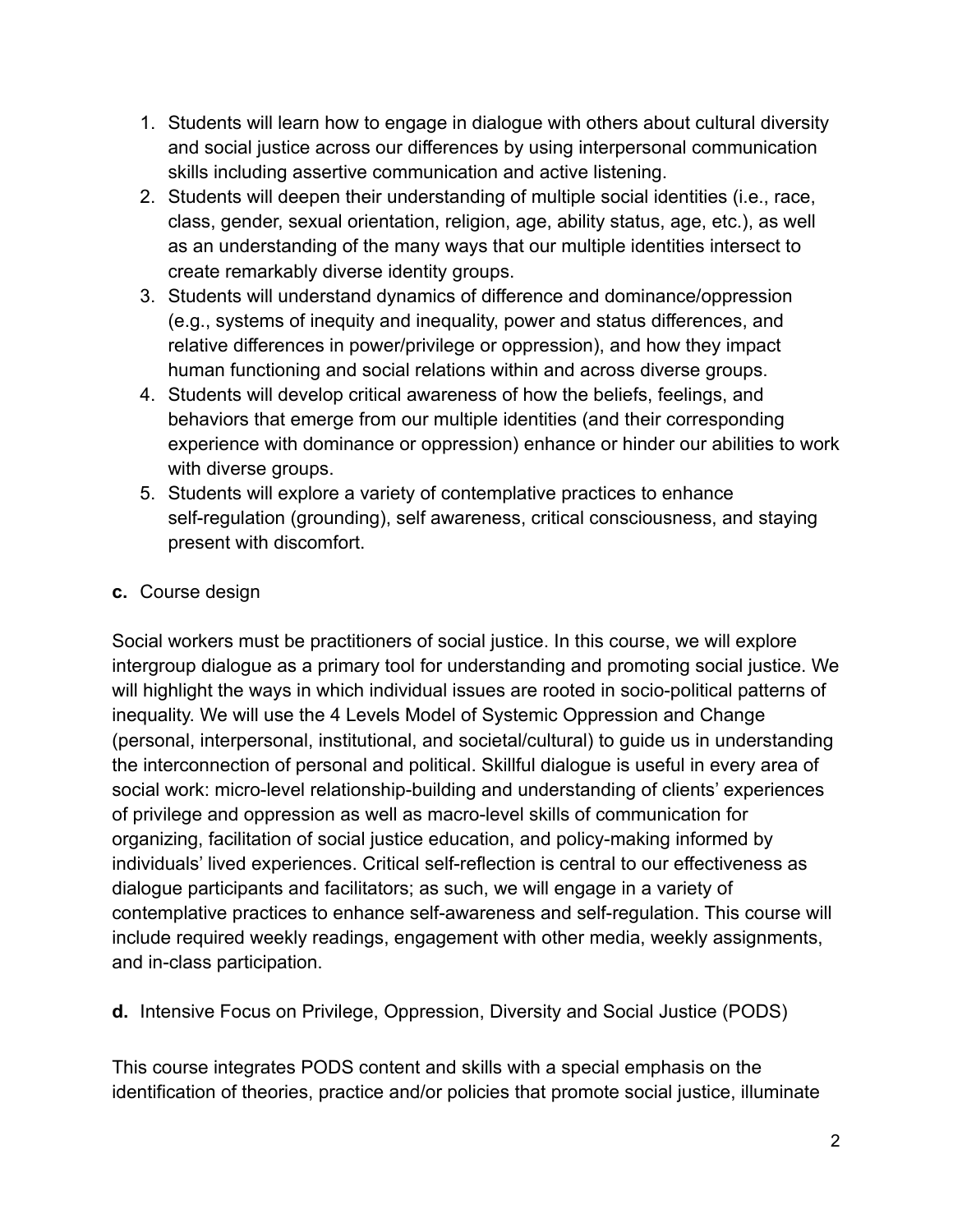1. Students will learn how to engage in dialogue with others about cultural diversity and social justice across our differences by using interpersonal communication skills including assertive communication and active listening.
2. Students will deepen their understanding of multiple social identities (i.e., race, class, gender, sexual orientation, religion, age, ability status, age, etc.), as well as an understanding of the many ways that our multiple identities intersect to create remarkably diverse identity groups.
3. Students will understand dynamics of difference and dominance/oppression (e.g., systems of inequity and inequality, power and status differences, and relative differences in power/privilege or oppression), and how they impact human functioning and social relations within and across diverse groups.
4. Students will develop critical awareness of how the beliefs, feelings, and behaviors that emerge from our multiple identities (and their corresponding experience with dominance or oppression) enhance or hinder our abilities to work with diverse groups.
5. Students will explore a variety of contemplative practices to enhance self-regulation (grounding), self awareness, critical consciousness, and staying present with discomfort.

**c.** Course design

Social workers must be practitioners of social justice. In this course, we will explore intergroup dialogue as a primary tool for understanding and promoting social justice. We will highlight the ways in which individual issues are rooted in socio-political patterns of inequality. We will use the 4 Levels Model of Systemic Oppression and Change (personal, interpersonal, institutional, and societal/cultural) to guide us in understanding the interconnection of personal and political. Skillful dialogue is useful in every area of social work: micro-level relationship-building and understanding of clients' experiences of privilege and oppression as well as macro-level skills of communication for organizing, facilitation of social justice education, and policy-making informed by individuals' lived experiences. Critical self-reflection is central to our effectiveness as dialogue participants and facilitators; as such, we will engage in a variety of contemplative practices to enhance self-awareness and self-regulation. This course will include required weekly readings, engagement with other media, weekly assignments, and in-class participation.

**d.** Intensive Focus on Privilege, Oppression, Diversity and Social Justice (PODS)

This course integrates PODS content and skills with a special emphasis on the identification of theories, practice and/or policies that promote social justice, illuminate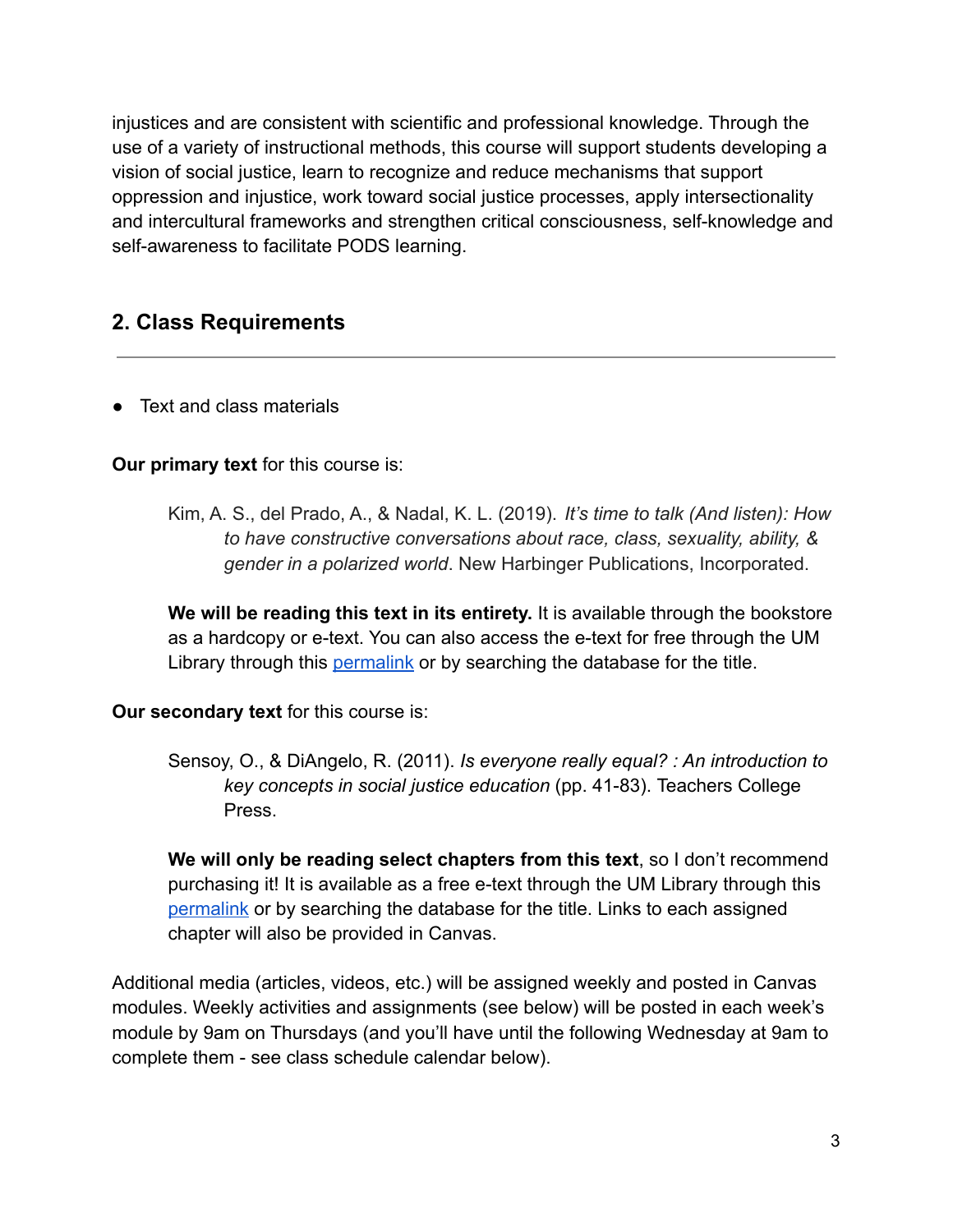injustices and are consistent with scientific and professional knowledge. Through the use of a variety of instructional methods, this course will support students developing a vision of social justice, learn to recognize and reduce mechanisms that support oppression and injustice, work toward social justice processes, apply intersectionality and intercultural frameworks and strengthen critical consciousness, self-knowledge and self-awareness to facilitate PODS learning.

## 2. Class Requirements

---

- Text and class materials

**Our primary text** for this course is:

> Kim, A. S., del Prado, A., & Nadal, K. L. (2019). *It's time to talk (And listen): How to have constructive conversations about race, class, sexuality, ability, & gender in a polarized world*. New Harbinger Publications, Incorporated.
>
> **We will be reading this text in its entirety.** It is available through the bookstore as a hardcopy or e-text. You can also access the e-text for free through the UM Library through this permalink or by searching the database for the title.

**Our secondary text** for this course is:

> Sensoy, O., & DiAngelo, R. (2011). *Is everyone really equal? : An introduction to key concepts in social justice education* (pp. 41-83). Teachers College Press.
>
> **We will only be reading select chapters from this text**, so I don't recommend purchasing it! It is available as a free e-text through the UM Library through this permalink or by searching the database for the title. Links to each assigned chapter will also be provided in Canvas.

Additional media (articles, videos, etc.) will be assigned weekly and posted in Canvas modules. Weekly activities and assignments (see below) will be posted in each week's module by 9am on Thursdays (and you'll have until the following Wednesday at 9am to complete them - see class schedule calendar below).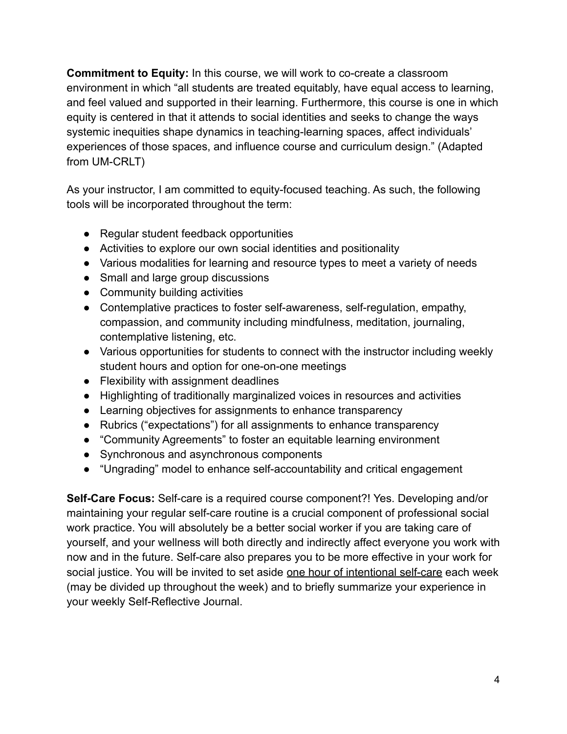**Commitment to Equity:** In this course, we will work to co-create a classroom environment in which "all students are treated equitably, have equal access to learning, and feel valued and supported in their learning. Furthermore, this course is one in which equity is centered in that it attends to social identities and seeks to change the ways systemic inequities shape dynamics in teaching-learning spaces, affect individuals' experiences of those spaces, and influence course and curriculum design." (Adapted from UM-CRLT)

As your instructor, I am committed to equity-focused teaching. As such, the following tools will be incorporated throughout the term:

- Regular student feedback opportunities
- Activities to explore our own social identities and positionality
- Various modalities for learning and resource types to meet a variety of needs
- Small and large group discussions
- Community building activities
- Contemplative practices to foster self-awareness, self-regulation, empathy, compassion, and community including mindfulness, meditation, journaling, contemplative listening, etc.
- Various opportunities for students to connect with the instructor including weekly student hours and option for one-on-one meetings
- Flexibility with assignment deadlines
- Highlighting of traditionally marginalized voices in resources and activities
- Learning objectives for assignments to enhance transparency
- Rubrics ("expectations") for all assignments to enhance transparency
- "Community Agreements" to foster an equitable learning environment
- Synchronous and asynchronous components
- "Ungrading" model to enhance self-accountability and critical engagement

**Self-Care Focus:** Self-care is a required course component?! Yes. Developing and/or maintaining your regular self-care routine is a crucial component of professional social work practice. You will absolutely be a better social worker if you are taking care of yourself, and your wellness will both directly and indirectly affect everyone you work with now and in the future. Self-care also prepares you to be more effective in your work for social justice. You will be invited to set aside <u>one hour of intentional self-care</u> each week (may be divided up throughout the week) and to briefly summarize your experience in your weekly Self-Reflective Journal.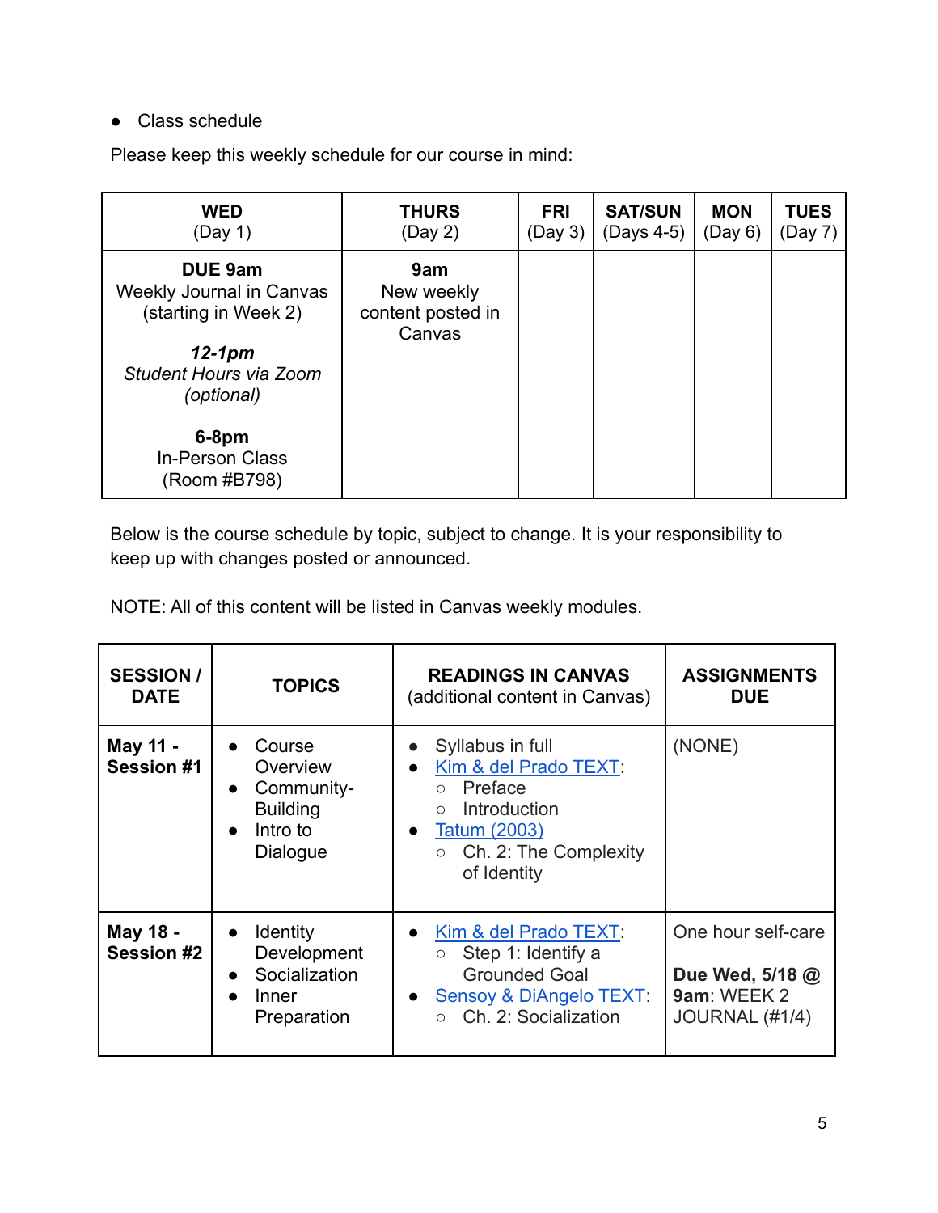- Class schedule

Please keep this weekly schedule for our course in mind:

| **WED** (Day 1) | **THURS** (Day 2) | **FRI** (Day 3) | **SAT/SUN** (Days 4-5) | **MON** (Day 6) | **TUES** (Day 7) |
|---|---|---|---|---|---|
| **DUE 9am** Weekly Journal in Canvas (starting in Week 2)<br><br>***12-1pm*** *Student Hours via Zoom (optional)*<br><br>**6-8pm** In-Person Class (Room #B798) | **9am** New weekly content posted in Canvas | | | | |

Below is the course schedule by topic, subject to change. It is your responsibility to keep up with changes posted or announced.

NOTE: All of this content will be listed in Canvas weekly modules.

| **SESSION / DATE** | **TOPICS** | **READINGS IN CANVAS** (additional content in Canvas) | **ASSIGNMENTS DUE** |
|---|---|---|---|
| **May 11 - Session #1** | • Course Overview<br>• Community-Building<br>• Intro to Dialogue | • Syllabus in full<br>• Kim & del Prado TEXT:<br>  ○ Preface<br>  ○ Introduction<br>• Tatum (2003)<br>  ○ Ch. 2: The Complexity of Identity | (NONE) |
| **May 18 - Session #2** | • Identity Development<br>• Socialization<br>• Inner Preparation | • Kim & del Prado TEXT:<br>  ○ Step 1: Identify a Grounded Goal<br>• Sensoy & DiAngelo TEXT:<br>  ○ Ch. 2: Socialization | One hour self-care<br><br>**Due Wed, 5/18 @ 9am**: WEEK 2 JOURNAL (#1/4) |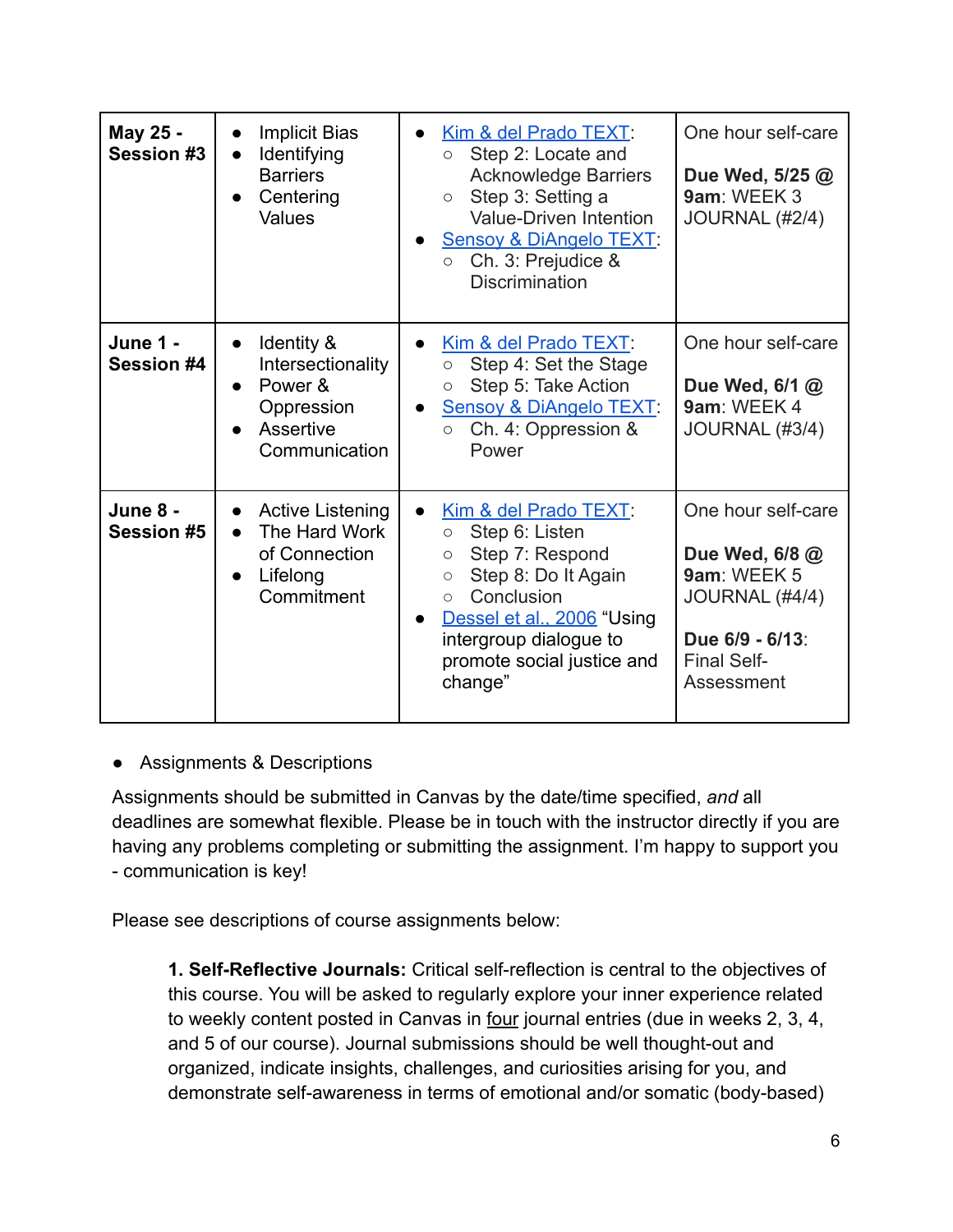| **May 25 - Session #3** | • Implicit Bias<br>• Identifying Barriers<br>• Centering Values | • Kim & del Prado TEXT:<br>  ○ Step 2: Locate and Acknowledge Barriers<br>  ○ Step 3: Setting a Value-Driven Intention<br>• Sensoy & DiAngelo TEXT:<br>  ○ Ch. 3: Prejudice & Discrimination | One hour self-care<br><br>**Due Wed, 5/25 @ 9am**: WEEK 3 JOURNAL (#2/4) |
|---|---|---|---|
| **June 1 - Session #4** | • Identity & Intersectionality<br>• Power & Oppression<br>• Assertive Communication | • Kim & del Prado TEXT:<br>  ○ Step 4: Set the Stage<br>  ○ Step 5: Take Action<br>• Sensoy & DiAngelo TEXT:<br>  ○ Ch. 4: Oppression & Power | One hour self-care<br><br>**Due Wed, 6/1 @ 9am**: WEEK 4 JOURNAL (#3/4) |
| **June 8 - Session #5** | • Active Listening<br>• The Hard Work of Connection<br>• Lifelong Commitment | • Kim & del Prado TEXT:<br>  ○ Step 6: Listen<br>  ○ Step 7: Respond<br>  ○ Step 8: Do It Again<br>  ○ Conclusion<br>• Dessel et al., 2006 "Using intergroup dialogue to promote social justice and change" | One hour self-care<br><br>**Due Wed, 6/8 @ 9am**: WEEK 5 JOURNAL (#4/4)<br><br>**Due 6/9 - 6/13**: Final Self-Assessment |

- Assignments & Descriptions

Assignments should be submitted in Canvas by the date/time specified, *and* all deadlines are somewhat flexible. Please be in touch with the instructor directly if you are having any problems completing or submitting the assignment. I'm happy to support you - communication is key!

Please see descriptions of course assignments below:

> **1. Self-Reflective Journals:** Critical self-reflection is central to the objectives of this course. You will be asked to regularly explore your inner experience related to weekly content posted in Canvas in <u>four</u> journal entries (due in weeks 2, 3, 4, and 5 of our course). Journal submissions should be well thought-out and organized, indicate insights, challenges, and curiosities arising for you, and demonstrate self-awareness in terms of emotional and/or somatic (body-based)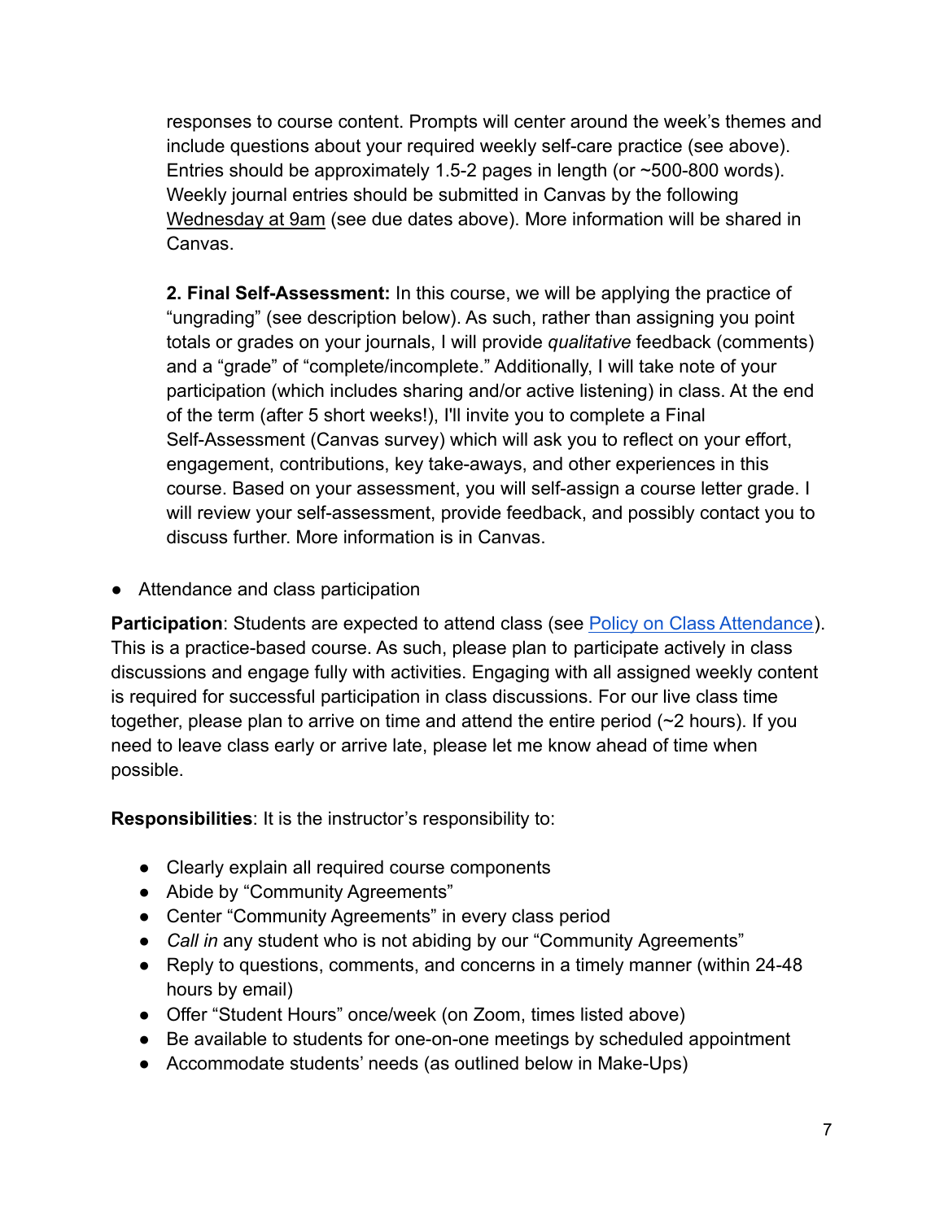responses to course content. Prompts will center around the week's themes and include questions about your required weekly self-care practice (see above). Entries should be approximately 1.5-2 pages in length (or ~500-800 words). Weekly journal entries should be submitted in Canvas by the following Wednesday at 9am (see due dates above). More information will be shared in Canvas.

**2. Final Self-Assessment:** In this course, we will be applying the practice of "ungrading" (see description below). As such, rather than assigning you point totals or grades on your journals, I will provide *qualitative* feedback (comments) and a "grade" of "complete/incomplete." Additionally, I will take note of your participation (which includes sharing and/or active listening) in class. At the end of the term (after 5 short weeks!), I'll invite you to complete a Final Self-Assessment (Canvas survey) which will ask you to reflect on your effort, engagement, contributions, key take-aways, and other experiences in this course. Based on your assessment, you will self-assign a course letter grade. I will review your self-assessment, provide feedback, and possibly contact you to discuss further. More information is in Canvas.

- Attendance and class participation

**Participation**: Students are expected to attend class (see [Policy on Class Attendance]). This is a practice-based course. As such, please plan to participate actively in class discussions and engage fully with activities. Engaging with all assigned weekly content is required for successful participation in class discussions. For our live class time together, please plan to arrive on time and attend the entire period (~2 hours). If you need to leave class early or arrive late, please let me know ahead of time when possible.

**Responsibilities**: It is the instructor's responsibility to:

- Clearly explain all required course components
- Abide by "Community Agreements"
- Center "Community Agreements" in every class period
- *Call in* any student who is not abiding by our "Community Agreements"
- Reply to questions, comments, and concerns in a timely manner (within 24-48 hours by email)
- Offer "Student Hours" once/week (on Zoom, times listed above)
- Be available to students for one-on-one meetings by scheduled appointment
- Accommodate students' needs (as outlined below in Make-Ups)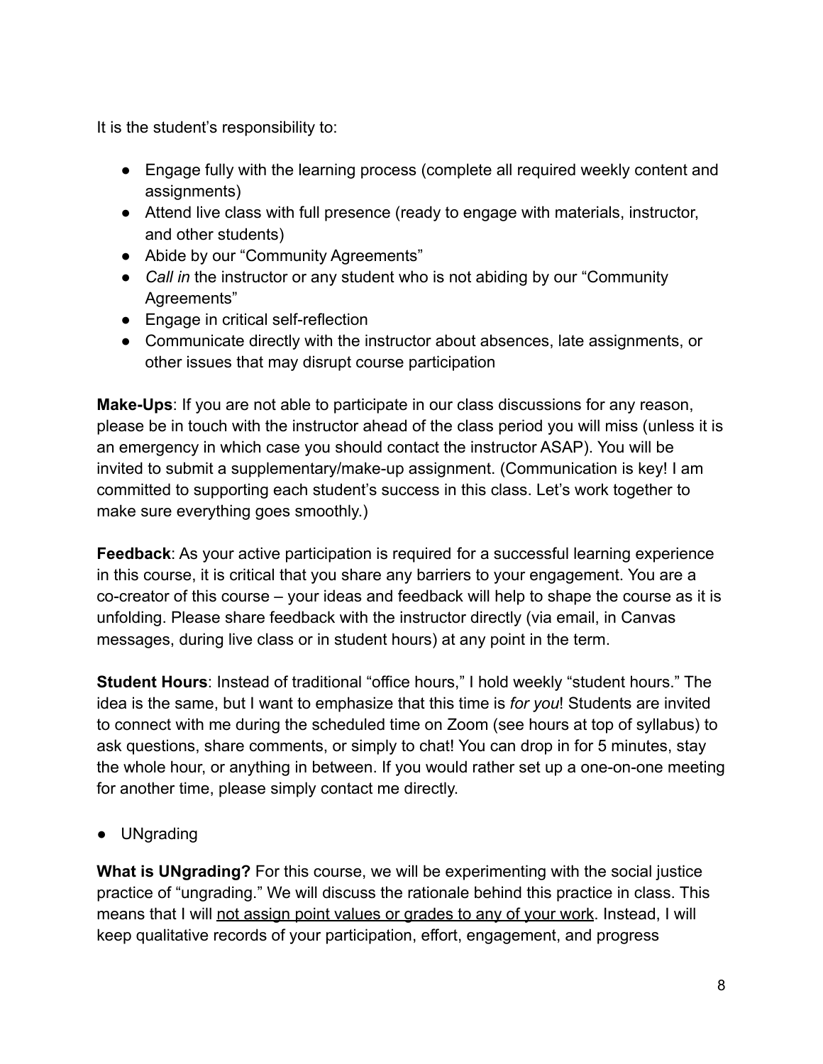It is the student's responsibility to:

- Engage fully with the learning process (complete all required weekly content and assignments)
- Attend live class with full presence (ready to engage with materials, instructor, and other students)
- Abide by our "Community Agreements"
- *Call in* the instructor or any student who is not abiding by our "Community Agreements"
- Engage in critical self-reflection
- Communicate directly with the instructor about absences, late assignments, or other issues that may disrupt course participation

**Make-Ups**: If you are not able to participate in our class discussions for any reason, please be in touch with the instructor ahead of the class period you will miss (unless it is an emergency in which case you should contact the instructor ASAP). You will be invited to submit a supplementary/make-up assignment. (Communication is key! I am committed to supporting each student's success in this class. Let's work together to make sure everything goes smoothly.)

**Feedback**: As your active participation is required for a successful learning experience in this course, it is critical that you share any barriers to your engagement. You are a co-creator of this course – your ideas and feedback will help to shape the course as it is unfolding. Please share feedback with the instructor directly (via email, in Canvas messages, during live class or in student hours) at any point in the term.

**Student Hours**: Instead of traditional "office hours," I hold weekly "student hours." The idea is the same, but I want to emphasize that this time is *for you*! Students are invited to connect with me during the scheduled time on Zoom (see hours at top of syllabus) to ask questions, share comments, or simply to chat! You can drop in for 5 minutes, stay the whole hour, or anything in between. If you would rather set up a one-on-one meeting for another time, please simply contact me directly.

- UNgrading

**What is UNgrading?** For this course, we will be experimenting with the social justice practice of "ungrading." We will discuss the rationale behind this practice in class. This means that I will <u>not assign point values or grades to any of your work</u>. Instead, I will keep qualitative records of your participation, effort, engagement, and progress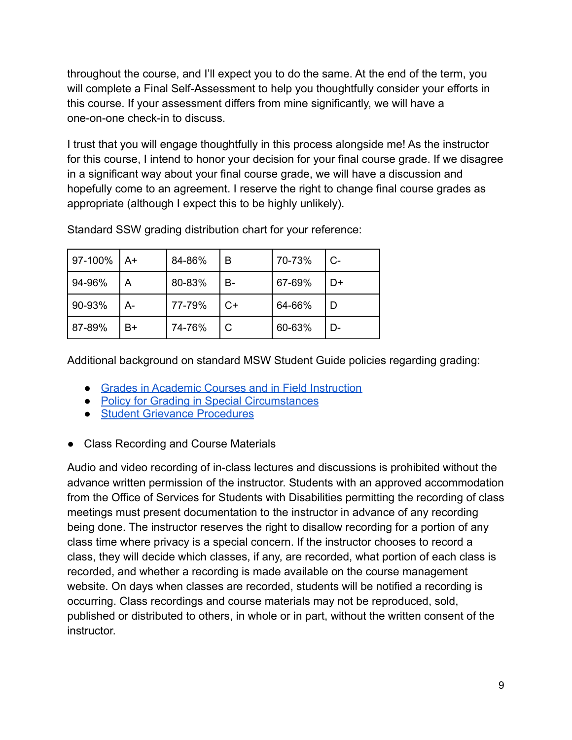throughout the course, and I'll expect you to do the same. At the end of the term, you will complete a Final Self-Assessment to help you thoughtfully consider your efforts in this course. If your assessment differs from mine significantly, we will have a one-on-one check-in to discuss.

I trust that you will engage thoughtfully in this process alongside me! As the instructor for this course, I intend to honor your decision for your final course grade. If we disagree in a significant way about your final course grade, we will have a discussion and hopefully come to an agreement. I reserve the right to change final course grades as appropriate (although I expect this to be highly unlikely).

Standard SSW grading distribution chart for your reference:

| 97-100% | A+ | 84-86% | B | 70-73% | C- |
|---|---|---|---|---|---|
| 94-96% | A | 80-83% | B- | 67-69% | D+ |
| 90-93% | A- | 77-79% | C+ | 64-66% | D |
| 87-89% | B+ | 74-76% | C | 60-63% | D- |

Additional background on standard MSW Student Guide policies regarding grading:

- [Grades in Academic Courses and in Field Instruction]()
- [Policy for Grading in Special Circumstances]()
- [Student Grievance Procedures]()

- Class Recording and Course Materials

Audio and video recording of in-class lectures and discussions is prohibited without the advance written permission of the instructor. Students with an approved accommodation from the Office of Services for Students with Disabilities permitting the recording of class meetings must present documentation to the instructor in advance of any recording being done. The instructor reserves the right to disallow recording for a portion of any class time where privacy is a special concern. If the instructor chooses to record a class, they will decide which classes, if any, are recorded, what portion of each class is recorded, and whether a recording is made available on the course management website. On days when classes are recorded, students will be notified a recording is occurring. Class recordings and course materials may not be reproduced, sold, published or distributed to others, in whole or in part, without the written consent of the instructor.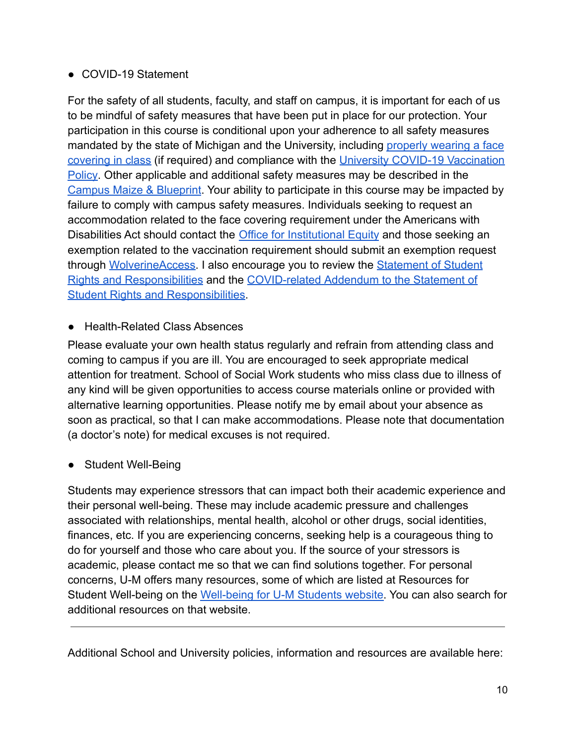- COVID-19 Statement

For the safety of all students, faculty, and staff on campus, it is important for each of us to be mindful of safety measures that have been put in place for our protection. Your participation in this course is conditional upon your adherence to all safety measures mandated by the state of Michigan and the University, including properly wearing a face covering in class (if required) and compliance with the University COVID-19 Vaccination Policy. Other applicable and additional safety measures may be described in the Campus Maize & Blueprint. Your ability to participate in this course may be impacted by failure to comply with campus safety measures. Individuals seeking to request an accommodation related to the face covering requirement under the Americans with Disabilities Act should contact the Office for Institutional Equity and those seeking an exemption related to the vaccination requirement should submit an exemption request through WolverineAccess. I also encourage you to review the Statement of Student Rights and Responsibilities and the COVID-related Addendum to the Statement of Student Rights and Responsibilities.

- Health-Related Class Absences

Please evaluate your own health status regularly and refrain from attending class and coming to campus if you are ill. You are encouraged to seek appropriate medical attention for treatment. School of Social Work students who miss class due to illness of any kind will be given opportunities to access course materials online or provided with alternative learning opportunities. Please notify me by email about your absence as soon as practical, so that I can make accommodations. Please note that documentation (a doctor's note) for medical excuses is not required.

- Student Well-Being

Students may experience stressors that can impact both their academic experience and their personal well-being. These may include academic pressure and challenges associated with relationships, mental health, alcohol or other drugs, social identities, finances, etc. If you are experiencing concerns, seeking help is a courageous thing to do for yourself and those who care about you. If the source of your stressors is academic, please contact me so that we can find solutions together. For personal concerns, U-M offers many resources, some of which are listed at Resources for Student Well-being on the Well-being for U-M Students website. You can also search for additional resources on that website.

---

Additional School and University policies, information and resources are available here: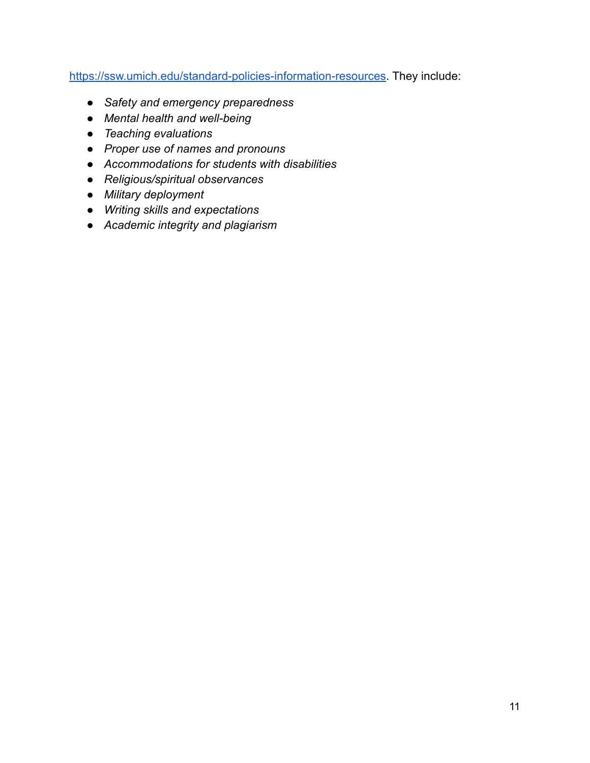https://ssw.umich.edu/standard-policies-information-resources. They include:

- *Safety and emergency preparedness*
- *Mental health and well-being*
- *Teaching evaluations*
- *Proper use of names and pronouns*
- *Accommodations for students with disabilities*
- *Religious/spiritual observances*
- *Military deployment*
- *Writing skills and expectations*
- *Academic integrity and plagiarism*